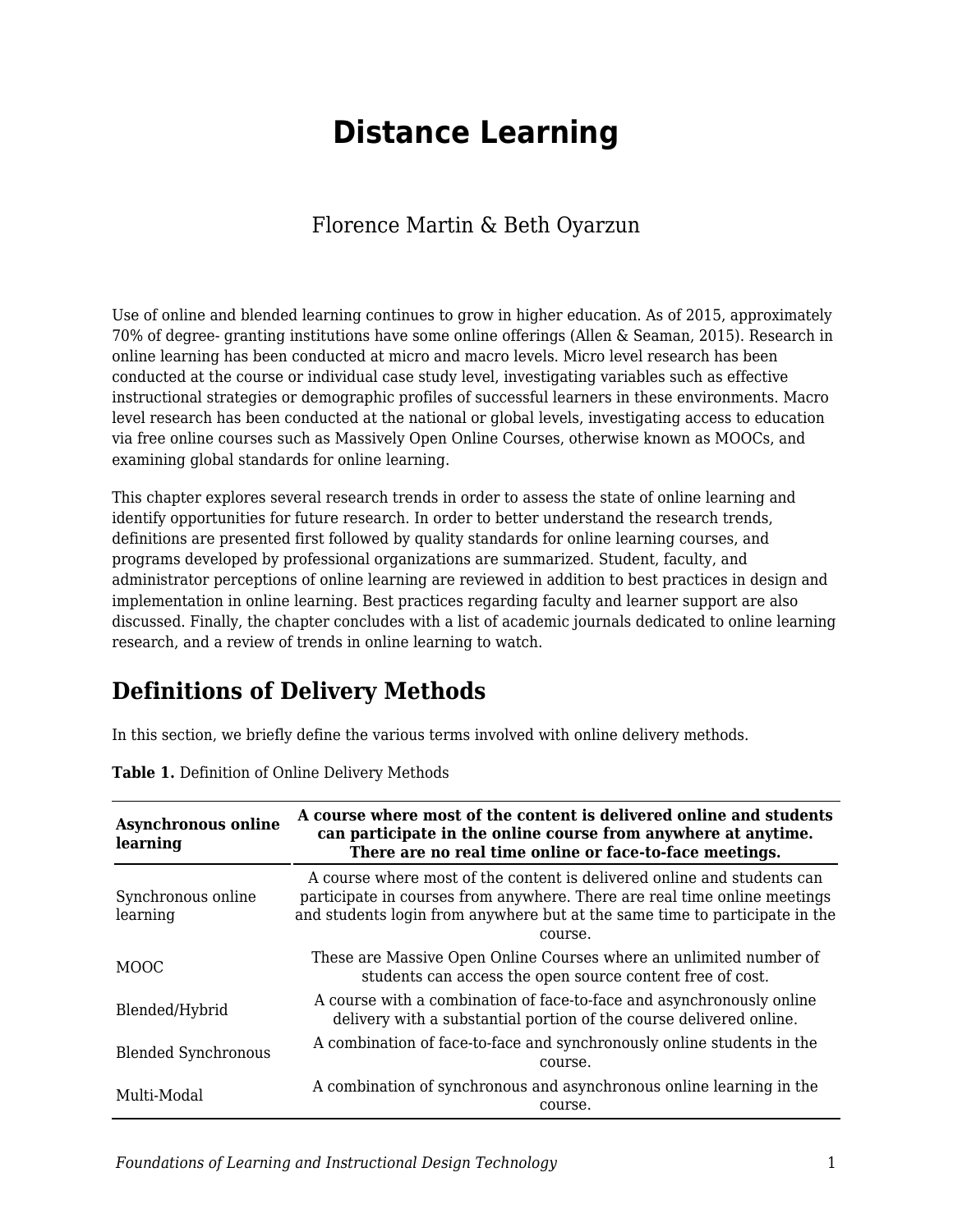# Distance Learning

Florence Martin & Beth Oyarzun

Use of online and blended learning continues to grow in higher education. As of 2015, approximately 70% of degree- granting institutions have some online offerings (Allen & Seaman, 2015). Research in online learning has been conducted at micro and macro levels. Micro level research has been conducted at the course or individual case study level, investigating variables such as effective instructional strategies or demographic profiles of successful learners in these environments. Macro level research has been conducted at the national or global levels, investigating access to education via free online courses such as Massively Open Online Courses, otherwise known as MOOCs, and examining global standards for online learning.

This chapter explores several research trends in order to assess the state of online learning and identify opportunities for future research. In order to better understand the research trends, definitions are presented first followed by quality standards for online learning courses, and programs developed by professional organizations are summarized. Student, faculty, and administrator perceptions of online learning are reviewed in addition to best practices in design and implementation in online learning. Best practices regarding faculty and learner support are also discussed. Finally, the chapter concludes with a list of academic journals dedicated to online learning research, and a review of trends in online learning to watch.

## Definitions of Delivery Methods

In this section, we briefly define the various terms involved with online delivery methods.

**Table 1.** Definition of Online Delivery Methods

| **Asynchronous online learning** | **A course where most of the content is delivered online and students can participate in the online course from anywhere at anytime. There are no real time online or face-to-face meetings.** |
|---|---|
| Synchronous online learning | A course where most of the content is delivered online and students can participate in courses from anywhere. There are real time online meetings and students login from anywhere but at the same time to participate in the course. |
| MOOC | These are Massive Open Online Courses where an unlimited number of students can access the open source content free of cost. |
| Blended/Hybrid | A course with a combination of face-to-face and asynchronously online delivery with a substantial portion of the course delivered online. |
| Blended Synchronous | A combination of face-to-face and synchronously online students in the course. |
| Multi-Modal | A combination of synchronous and asynchronous online learning in the course. |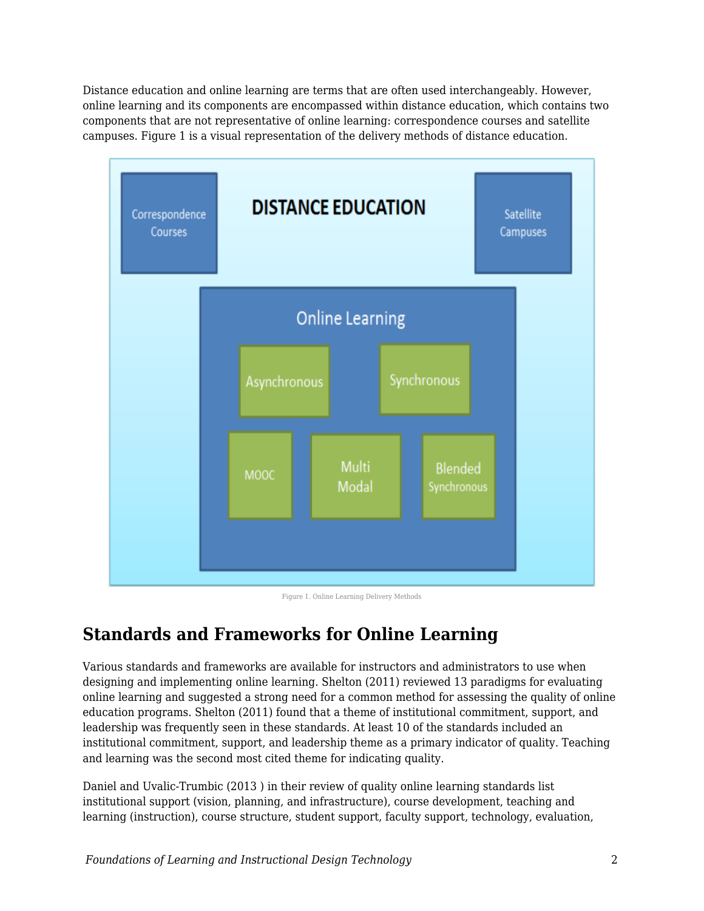Distance education and online learning are terms that are often used interchangeably. However, online learning and its components are encompassed within distance education, which contains two components that are not representative of online learning: correspondence courses and satellite campuses. Figure 1 is a visual representation of the delivery methods of distance education.

Figure 1. Online Learning Delivery Methods

## Standards and Frameworks for Online Learning

Various standards and frameworks are available for instructors and administrators to use when designing and implementing online learning. Shelton (2011) reviewed 13 paradigms for evaluating online learning and suggested a strong need for a common method for assessing the quality of online education programs. Shelton (2011) found that a theme of institutional commitment, support, and leadership was frequently seen in these standards. At least 10 of the standards included an institutional commitment, support, and leadership theme as a primary indicator of quality. Teaching and learning was the second most cited theme for indicating quality.

Daniel and Uvalic-Trumbic (2013 ) in their review of quality online learning standards list institutional support (vision, planning, and infrastructure), course development, teaching and learning (instruction), course structure, student support, faculty support, technology, evaluation,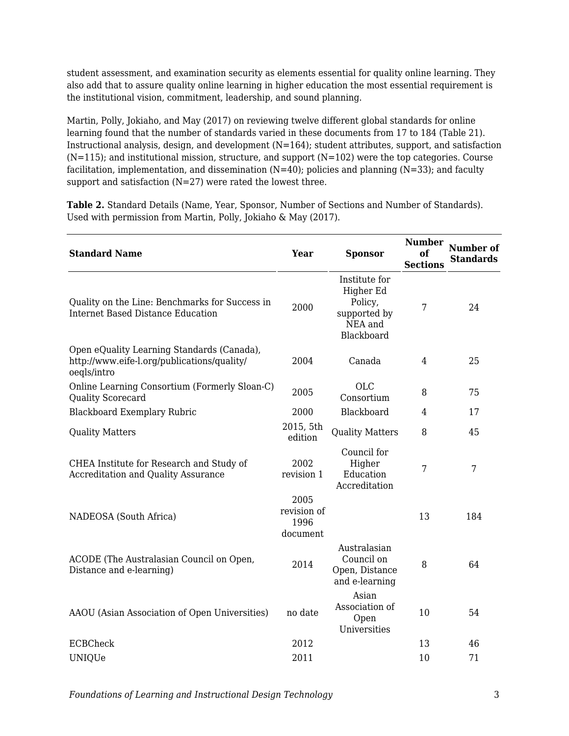student assessment, and examination security as elements essential for quality online learning. They also add that to assure quality online learning in higher education the most essential requirement is the institutional vision, commitment, leadership, and sound planning.

Martin, Polly, Jokiaho, and May (2017) on reviewing twelve different global standards for online learning found that the number of standards varied in these documents from 17 to 184 (Table 21). Instructional analysis, design, and development (N=164); student attributes, support, and satisfaction (N=115); and institutional mission, structure, and support (N=102) were the top categories. Course facilitation, implementation, and dissemination (N=40); policies and planning (N=33); and faculty support and satisfaction (N=27) were rated the lowest three.

**Table 2.** Standard Details (Name, Year, Sponsor, Number of Sections and Number of Standards). Used with permission from Martin, Polly, Jokiaho & May (2017).

| Standard Name | Year | Sponsor | Number of Sections | Number of Standards |
|---|---|---|---|---|
| Quality on the Line: Benchmarks for Success in Internet Based Distance Education | 2000 | Institute for Higher Ed Policy, supported by NEA and Blackboard | 7 | 24 |
| Open eQuality Learning Standards (Canada), http://www.eife-l.org/publications/quality/oeqls/intro | 2004 | Canada | 4 | 25 |
| Online Learning Consortium (Formerly Sloan-C) Quality Scorecard | 2005 | OLC Consortium | 8 | 75 |
| Blackboard Exemplary Rubric | 2000 | Blackboard | 4 | 17 |
| Quality Matters | 2015, 5th edition | Quality Matters | 8 | 45 |
| CHEA Institute for Research and Study of Accreditation and Quality Assurance | 2002 revision 1 | Council for Higher Education Accreditation | 7 | 7 |
| NADEOSA (South Africa) | 2005 revision of 1996 document | | 13 | 184 |
| ACODE (The Australasian Council on Open, Distance and e-learning) | 2014 | Australasian Council on Open, Distance and e-learning | 8 | 64 |
| AAOU (Asian Association of Open Universities) | no date | Asian Association of Open Universities | 10 | 54 |
| ECBCheck | 2012 | | 13 | 46 |
| UNIQUe | 2011 | | 10 | 71 |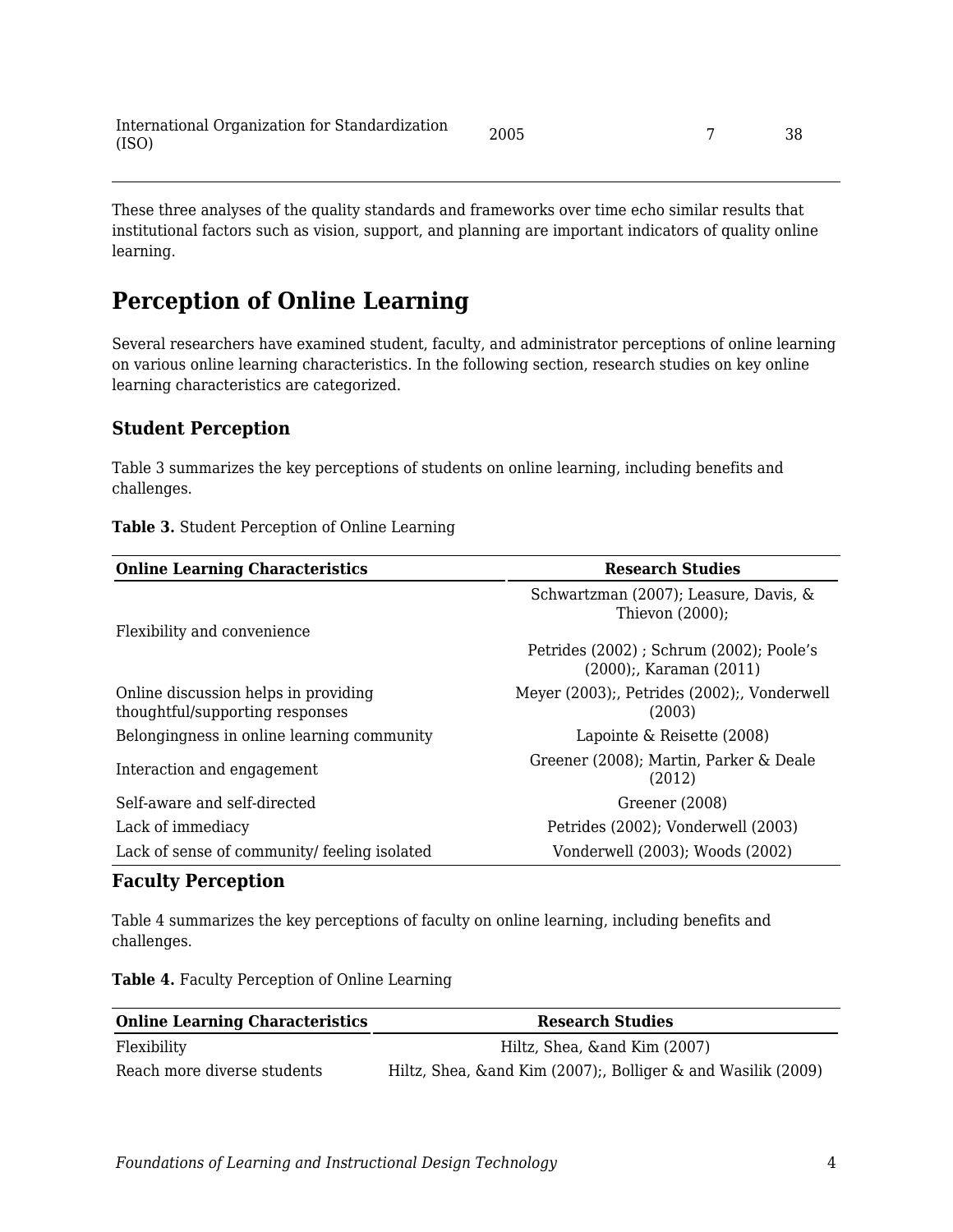| International Organization for Standardization (ISO) | 2005 | 7 | 38 |
|---|---|---|---|

These three analyses of the quality standards and frameworks over time echo similar results that institutional factors such as vision, support, and planning are important indicators of quality online learning.

## Perception of Online Learning

Several researchers have examined student, faculty, and administrator perceptions of online learning on various online learning characteristics. In the following section, research studies on key online learning characteristics are categorized.

### Student Perception

Table 3 summarizes the key perceptions of students on online learning, including benefits and challenges.

**Table 3.** Student Perception of Online Learning

| Online Learning Characteristics | Research Studies |
|---|---|
| Flexibility and convenience | Schwartzman (2007); Leasure, Davis, & Thievon (2000);<br><br>Petrides (2002) ; Schrum (2002); Poole's (2000);, Karaman (2011) |
| Online discussion helps in providing thoughtful/supporting responses | Meyer (2003);, Petrides (2002);, Vonderwell (2003) |
| Belongingness in online learning community | Lapointe & Reisette (2008) |
| Interaction and engagement | Greener (2008); Martin, Parker & Deale (2012) |
| Self-aware and self-directed | Greener (2008) |
| Lack of immediacy | Petrides (2002); Vonderwell (2003) |
| Lack of sense of community/ feeling isolated | Vonderwell (2003); Woods (2002) |

### Faculty Perception

Table 4 summarizes the key perceptions of faculty on online learning, including benefits and challenges.

**Table 4.** Faculty Perception of Online Learning

| Online Learning Characteristics | Research Studies |
|---|---|
| Flexibility | Hiltz, Shea, &and Kim (2007) |
| Reach more diverse students | Hiltz, Shea, &and Kim (2007);, Bolliger & and Wasilik (2009) |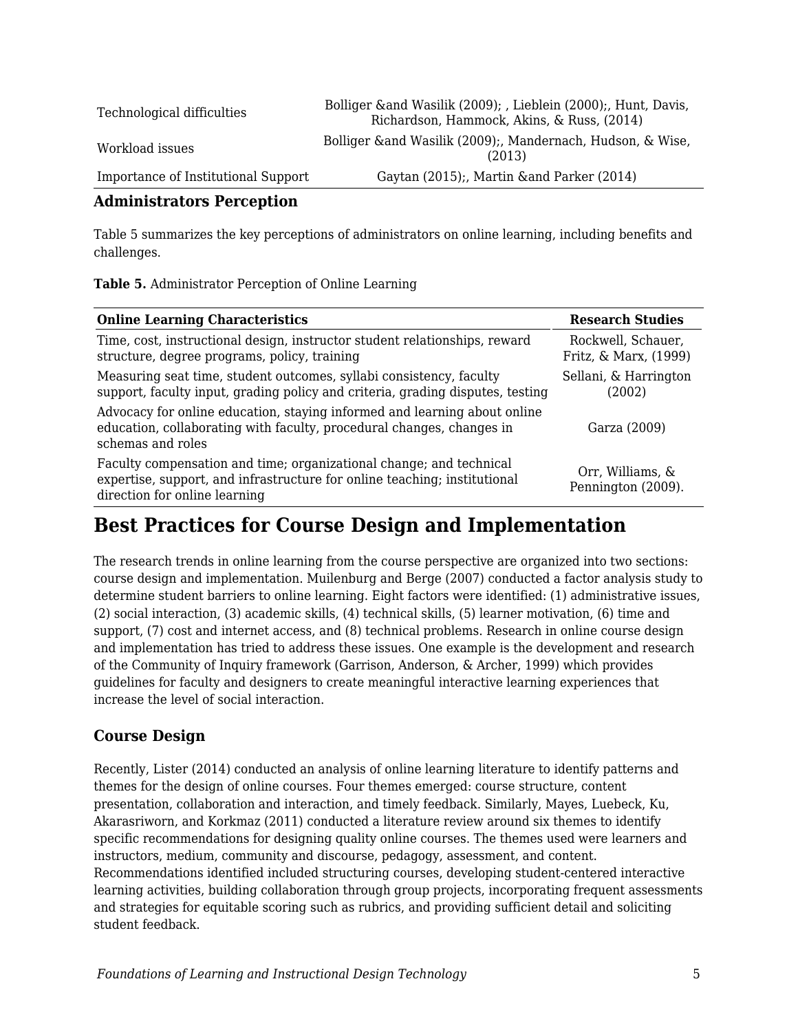| | |
|---|---|
| Technological difficulties | Bolliger &and Wasilik (2009); , Lieblein (2000);, Hunt, Davis, Richardson, Hammock, Akins, & Russ, (2014) |
| Workload issues | Bolliger &and Wasilik (2009);, Mandernach, Hudson, & Wise, (2013) |
| Importance of Institutional Support | Gaytan (2015);, Martin &and Parker (2014) |

### Administrators Perception

Table 5 summarizes the key perceptions of administrators on online learning, including benefits and challenges.

**Table 5.** Administrator Perception of Online Learning

| Online Learning Characteristics | Research Studies |
|---|---|
| Time, cost, instructional design, instructor student relationships, reward structure, degree programs, policy, training | Rockwell, Schauer, Fritz, & Marx, (1999) |
| Measuring seat time, student outcomes, syllabi consistency, faculty support, faculty input, grading policy and criteria, grading disputes, testing | Sellani, & Harrington (2002) |
| Advocacy for online education, staying informed and learning about online education, collaborating with faculty, procedural changes, changes in schemas and roles | Garza (2009) |
| Faculty compensation and time; organizational change; and technical expertise, support, and infrastructure for online teaching; institutional direction for online learning | Orr, Williams, & Pennington (2009). |

## Best Practices for Course Design and Implementation

The research trends in online learning from the course perspective are organized into two sections: course design and implementation. Muilenburg and Berge (2007) conducted a factor analysis study to determine student barriers to online learning. Eight factors were identified: (1) administrative issues, (2) social interaction, (3) academic skills, (4) technical skills, (5) learner motivation, (6) time and support, (7) cost and internet access, and (8) technical problems. Research in online course design and implementation has tried to address these issues. One example is the development and research of the Community of Inquiry framework (Garrison, Anderson, & Archer, 1999) which provides guidelines for faculty and designers to create meaningful interactive learning experiences that increase the level of social interaction.

### Course Design

Recently, Lister (2014) conducted an analysis of online learning literature to identify patterns and themes for the design of online courses. Four themes emerged: course structure, content presentation, collaboration and interaction, and timely feedback. Similarly, Mayes, Luebeck, Ku, Akarasriworn, and Korkmaz (2011) conducted a literature review around six themes to identify specific recommendations for designing quality online courses. The themes used were learners and instructors, medium, community and discourse, pedagogy, assessment, and content. Recommendations identified included structuring courses, developing student-centered interactive learning activities, building collaboration through group projects, incorporating frequent assessments and strategies for equitable scoring such as rubrics, and providing sufficient detail and soliciting student feedback.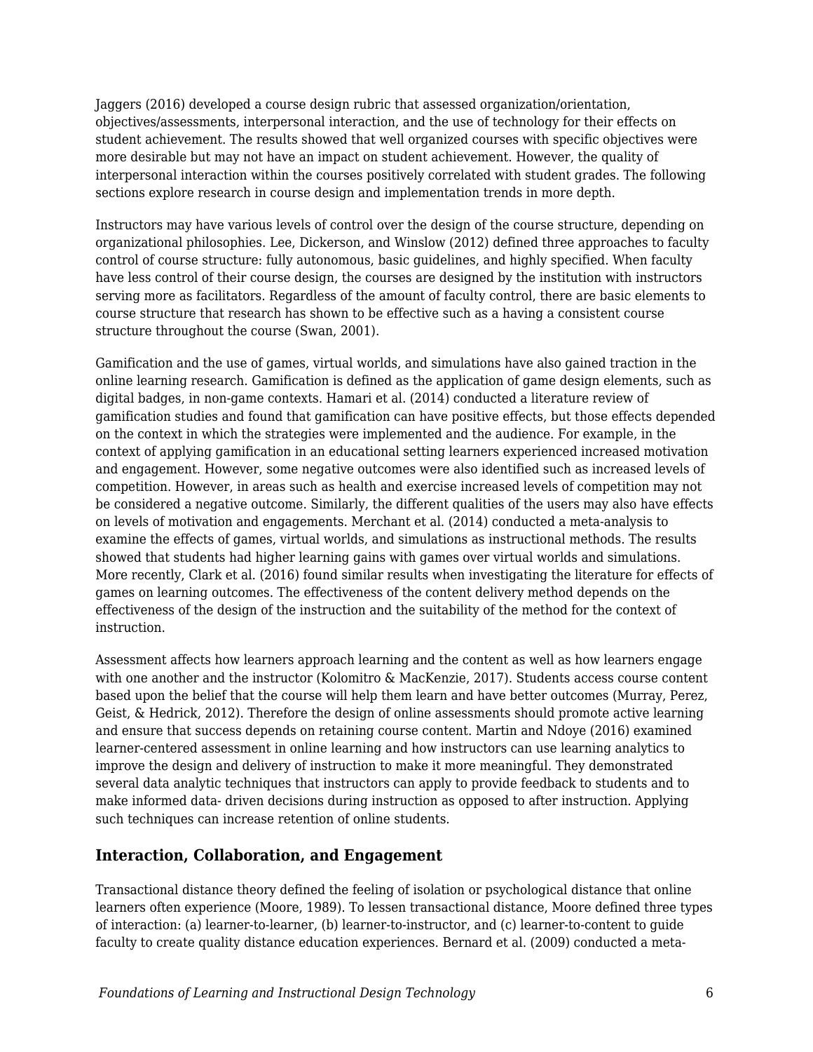Jaggers (2016) developed a course design rubric that assessed organization/orientation, objectives/assessments, interpersonal interaction, and the use of technology for their effects on student achievement. The results showed that well organized courses with specific objectives were more desirable but may not have an impact on student achievement. However, the quality of interpersonal interaction within the courses positively correlated with student grades. The following sections explore research in course design and implementation trends in more depth.

Instructors may have various levels of control over the design of the course structure, depending on organizational philosophies. Lee, Dickerson, and Winslow (2012) defined three approaches to faculty control of course structure: fully autonomous, basic guidelines, and highly specified. When faculty have less control of their course design, the courses are designed by the institution with instructors serving more as facilitators. Regardless of the amount of faculty control, there are basic elements to course structure that research has shown to be effective such as a having a consistent course structure throughout the course (Swan, 2001).

Gamification and the use of games, virtual worlds, and simulations have also gained traction in the online learning research. Gamification is defined as the application of game design elements, such as digital badges, in non-game contexts. Hamari et al. (2014) conducted a literature review of gamification studies and found that gamification can have positive effects, but those effects depended on the context in which the strategies were implemented and the audience. For example, in the context of applying gamification in an educational setting learners experienced increased motivation and engagement. However, some negative outcomes were also identified such as increased levels of competition. However, in areas such as health and exercise increased levels of competition may not be considered a negative outcome. Similarly, the different qualities of the users may also have effects on levels of motivation and engagements. Merchant et al. (2014) conducted a meta-analysis to examine the effects of games, virtual worlds, and simulations as instructional methods. The results showed that students had higher learning gains with games over virtual worlds and simulations. More recently, Clark et al. (2016) found similar results when investigating the literature for effects of games on learning outcomes. The effectiveness of the content delivery method depends on the effectiveness of the design of the instruction and the suitability of the method for the context of instruction.

Assessment affects how learners approach learning and the content as well as how learners engage with one another and the instructor (Kolomitro & MacKenzie, 2017). Students access course content based upon the belief that the course will help them learn and have better outcomes (Murray, Perez, Geist, & Hedrick, 2012). Therefore the design of online assessments should promote active learning and ensure that success depends on retaining course content. Martin and Ndoye (2016) examined learner-centered assessment in online learning and how instructors can use learning analytics to improve the design and delivery of instruction to make it more meaningful. They demonstrated several data analytic techniques that instructors can apply to provide feedback to students and to make informed data- driven decisions during instruction as opposed to after instruction. Applying such techniques can increase retention of online students.

## Interaction, Collaboration, and Engagement

Transactional distance theory defined the feeling of isolation or psychological distance that online learners often experience (Moore, 1989). To lessen transactional distance, Moore defined three types of interaction: (a) learner-to-learner, (b) learner-to-instructor, and (c) learner-to-content to guide faculty to create quality distance education experiences. Bernard et al. (2009) conducted a meta-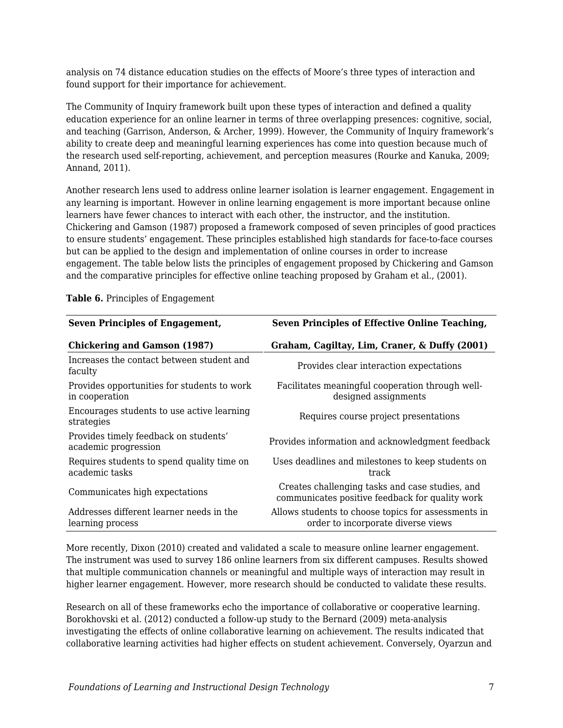analysis on 74 distance education studies on the effects of Moore's three types of interaction and found support for their importance for achievement.

The Community of Inquiry framework built upon these types of interaction and defined a quality education experience for an online learner in terms of three overlapping presences: cognitive, social, and teaching (Garrison, Anderson, & Archer, 1999). However, the Community of Inquiry framework's ability to create deep and meaningful learning experiences has come into question because much of the research used self-reporting, achievement, and perception measures (Rourke and Kanuka, 2009; Annand, 2011).

Another research lens used to address online learner isolation is learner engagement. Engagement in any learning is important. However in online learning engagement is more important because online learners have fewer chances to interact with each other, the instructor, and the institution. Chickering and Gamson (1987) proposed a framework composed of seven principles of good practices to ensure students' engagement. These principles established high standards for face-to-face courses but can be applied to the design and implementation of online courses in order to increase engagement. The table below lists the principles of engagement proposed by Chickering and Gamson and the comparative principles for effective online teaching proposed by Graham et al., (2001).

**Table 6.** Principles of Engagement

| Seven Principles of Engagement, Chickering and Gamson (1987) | Seven Principles of Effective Online Teaching, Graham, Cagiltay, Lim, Craner, & Duffy (2001) |
|---|---|
| Increases the contact between student and faculty | Provides clear interaction expectations |
| Provides opportunities for students to work in cooperation | Facilitates meaningful cooperation through well-designed assignments |
| Encourages students to use active learning strategies | Requires course project presentations |
| Provides timely feedback on students' academic progression | Provides information and acknowledgment feedback |
| Requires students to spend quality time on academic tasks | Uses deadlines and milestones to keep students on track |
| Communicates high expectations | Creates challenging tasks and case studies, and communicates positive feedback for quality work |
| Addresses different learner needs in the learning process | Allows students to choose topics for assessments in order to incorporate diverse views |

More recently, Dixon (2010) created and validated a scale to measure online learner engagement. The instrument was used to survey 186 online learners from six different campuses. Results showed that multiple communication channels or meaningful and multiple ways of interaction may result in higher learner engagement. However, more research should be conducted to validate these results.

Research on all of these frameworks echo the importance of collaborative or cooperative learning. Borokhovski et al. (2012) conducted a follow-up study to the Bernard (2009) meta-analysis investigating the effects of online collaborative learning on achievement. The results indicated that collaborative learning activities had higher effects on student achievement. Conversely, Oyarzun and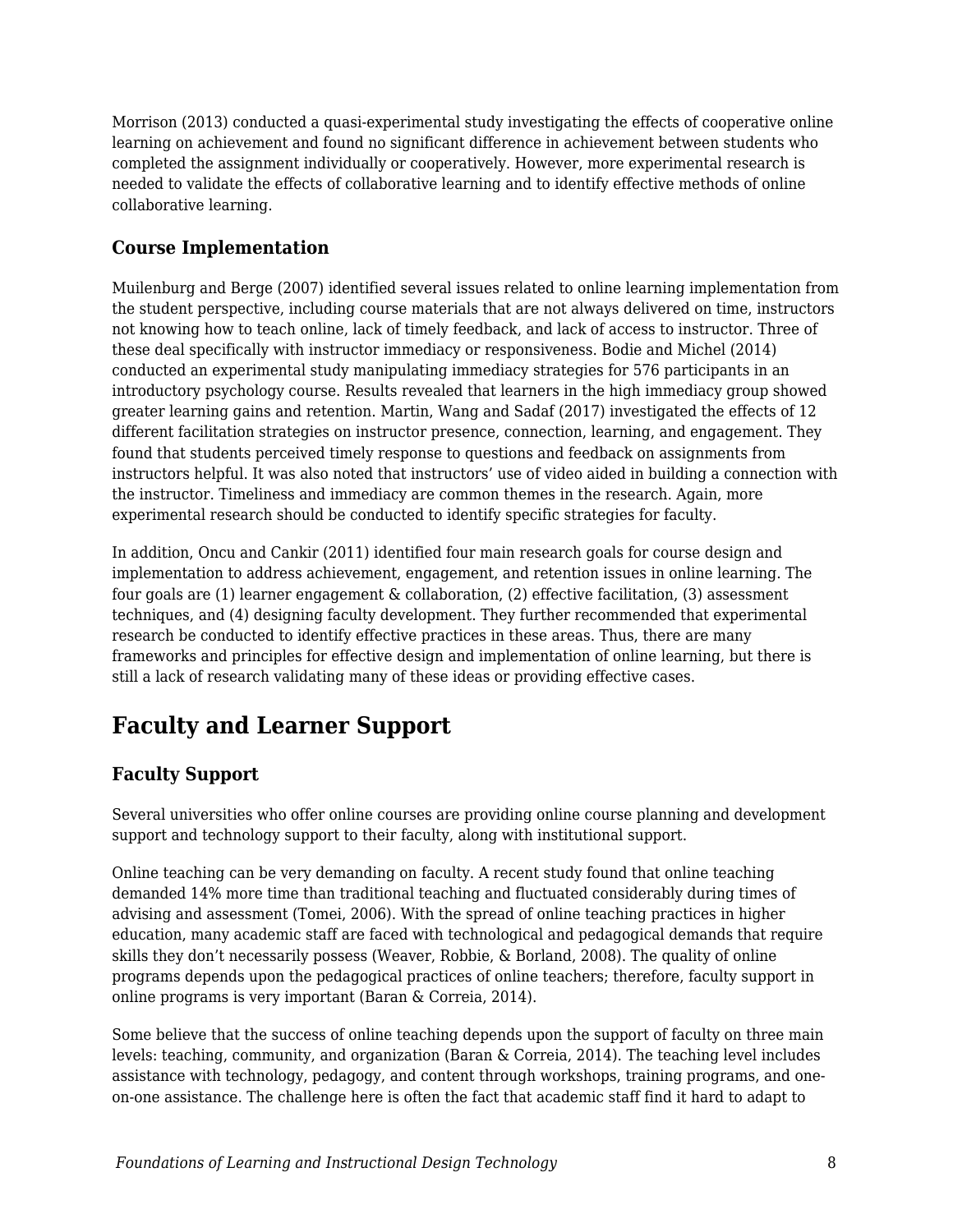Morrison (2013) conducted a quasi-experimental study investigating the effects of cooperative online learning on achievement and found no significant difference in achievement between students who completed the assignment individually or cooperatively. However, more experimental research is needed to validate the effects of collaborative learning and to identify effective methods of online collaborative learning.

### Course Implementation

Muilenburg and Berge (2007) identified several issues related to online learning implementation from the student perspective, including course materials that are not always delivered on time, instructors not knowing how to teach online, lack of timely feedback, and lack of access to instructor. Three of these deal specifically with instructor immediacy or responsiveness. Bodie and Michel (2014) conducted an experimental study manipulating immediacy strategies for 576 participants in an introductory psychology course. Results revealed that learners in the high immediacy group showed greater learning gains and retention. Martin, Wang and Sadaf (2017) investigated the effects of 12 different facilitation strategies on instructor presence, connection, learning, and engagement. They found that students perceived timely response to questions and feedback on assignments from instructors helpful. It was also noted that instructors' use of video aided in building a connection with the instructor. Timeliness and immediacy are common themes in the research. Again, more experimental research should be conducted to identify specific strategies for faculty.

In addition, Oncu and Cankir (2011) identified four main research goals for course design and implementation to address achievement, engagement, and retention issues in online learning. The four goals are (1) learner engagement & collaboration, (2) effective facilitation, (3) assessment techniques, and (4) designing faculty development. They further recommended that experimental research be conducted to identify effective practices in these areas. Thus, there are many frameworks and principles for effective design and implementation of online learning, but there is still a lack of research validating many of these ideas or providing effective cases.

## Faculty and Learner Support

### Faculty Support

Several universities who offer online courses are providing online course planning and development support and technology support to their faculty, along with institutional support.

Online teaching can be very demanding on faculty. A recent study found that online teaching demanded 14% more time than traditional teaching and fluctuated considerably during times of advising and assessment (Tomei, 2006). With the spread of online teaching practices in higher education, many academic staff are faced with technological and pedagogical demands that require skills they don't necessarily possess (Weaver, Robbie, & Borland, 2008). The quality of online programs depends upon the pedagogical practices of online teachers; therefore, faculty support in online programs is very important (Baran & Correia, 2014).

Some believe that the success of online teaching depends upon the support of faculty on three main levels: teaching, community, and organization (Baran & Correia, 2014). The teaching level includes assistance with technology, pedagogy, and content through workshops, training programs, and one-on-one assistance. The challenge here is often the fact that academic staff find it hard to adapt to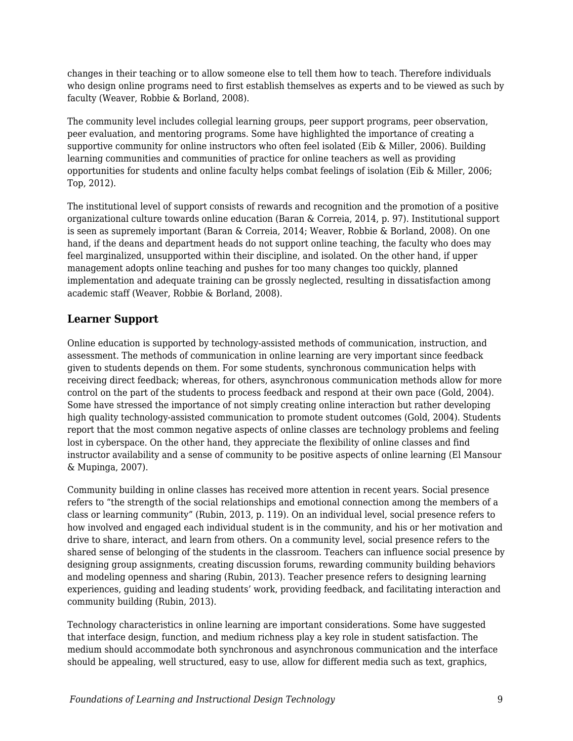changes in their teaching or to allow someone else to tell them how to teach. Therefore individuals who design online programs need to first establish themselves as experts and to be viewed as such by faculty (Weaver, Robbie & Borland, 2008).

The community level includes collegial learning groups, peer support programs, peer observation, peer evaluation, and mentoring programs. Some have highlighted the importance of creating a supportive community for online instructors who often feel isolated (Eib & Miller, 2006). Building learning communities and communities of practice for online teachers as well as providing opportunities for students and online faculty helps combat feelings of isolation (Eib & Miller, 2006; Top, 2012).

The institutional level of support consists of rewards and recognition and the promotion of a positive organizational culture towards online education (Baran & Correia, 2014, p. 97). Institutional support is seen as supremely important (Baran & Correia, 2014; Weaver, Robbie & Borland, 2008). On one hand, if the deans and department heads do not support online teaching, the faculty who does may feel marginalized, unsupported within their discipline, and isolated. On the other hand, if upper management adopts online teaching and pushes for too many changes too quickly, planned implementation and adequate training can be grossly neglected, resulting in dissatisfaction among academic staff (Weaver, Robbie & Borland, 2008).

### Learner Support

Online education is supported by technology-assisted methods of communication, instruction, and assessment. The methods of communication in online learning are very important since feedback given to students depends on them. For some students, synchronous communication helps with receiving direct feedback; whereas, for others, asynchronous communication methods allow for more control on the part of the students to process feedback and respond at their own pace (Gold, 2004). Some have stressed the importance of not simply creating online interaction but rather developing high quality technology-assisted communication to promote student outcomes (Gold, 2004). Students report that the most common negative aspects of online classes are technology problems and feeling lost in cyberspace. On the other hand, they appreciate the flexibility of online classes and find instructor availability and a sense of community to be positive aspects of online learning (El Mansour & Mupinga, 2007).

Community building in online classes has received more attention in recent years. Social presence refers to "the strength of the social relationships and emotional connection among the members of a class or learning community" (Rubin, 2013, p. 119). On an individual level, social presence refers to how involved and engaged each individual student is in the community, and his or her motivation and drive to share, interact, and learn from others. On a community level, social presence refers to the shared sense of belonging of the students in the classroom. Teachers can influence social presence by designing group assignments, creating discussion forums, rewarding community building behaviors and modeling openness and sharing (Rubin, 2013). Teacher presence refers to designing learning experiences, guiding and leading students' work, providing feedback, and facilitating interaction and community building (Rubin, 2013).

Technology characteristics in online learning are important considerations. Some have suggested that interface design, function, and medium richness play a key role in student satisfaction. The medium should accommodate both synchronous and asynchronous communication and the interface should be appealing, well structured, easy to use, allow for different media such as text, graphics,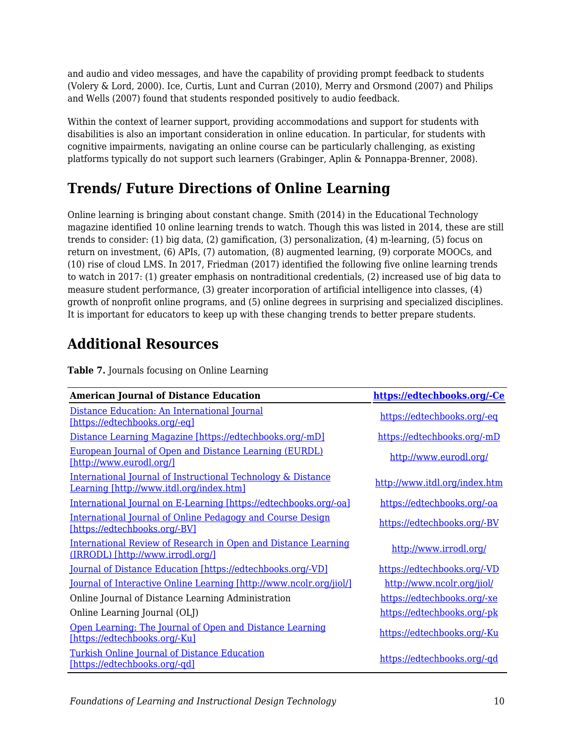and audio and video messages, and have the capability of providing prompt feedback to students (Volery & Lord, 2000). Ice, Curtis, Lunt and Curran (2010), Merry and Orsmond (2007) and Philips and Wells (2007) found that students responded positively to audio feedback.

Within the context of learner support, providing accommodations and support for students with disabilities is also an important consideration in online education. In particular, for students with cognitive impairments, navigating an online course can be particularly challenging, as existing platforms typically do not support such learners (Grabinger, Aplin & Ponnappa-Brenner, 2008).

## Trends/ Future Directions of Online Learning

Online learning is bringing about constant change. Smith (2014) in the Educational Technology magazine identified 10 online learning trends to watch. Though this was listed in 2014, these are still trends to consider: (1) big data, (2) gamification, (3) personalization, (4) m-learning, (5) focus on return on investment, (6) APIs, (7) automation, (8) augmented learning, (9) corporate MOOCs, and (10) rise of cloud LMS. In 2017, Friedman (2017) identified the following five online learning trends to watch in 2017: (1) greater emphasis on nontraditional credentials, (2) increased use of big data to measure student performance, (3) greater incorporation of artificial intelligence into classes, (4) growth of nonprofit online programs, and (5) online degrees in surprising and specialized disciplines. It is important for educators to keep up with these changing trends to better prepare students.

## Additional Resources

**Table 7.** Journals focusing on Online Learning

| **American Journal of Distance Education** | **https://edtechbooks.org/-Ce** |
|---|---|
| Distance Education: An International Journal [https://edtechbooks.org/-eq] | https://edtechbooks.org/-eq |
| Distance Learning Magazine [https://edtechbooks.org/-mD] | https://edtechbooks.org/-mD |
| European Journal of Open and Distance Learning (EURDL) [http://www.eurodl.org/] | http://www.eurodl.org/ |
| International Journal of Instructional Technology & Distance Learning [http://www.itdl.org/index.htm] | http://www.itdl.org/index.htm |
| International Journal on E-Learning [https://edtechbooks.org/-oa] | https://edtechbooks.org/-oa |
| International Journal of Online Pedagogy and Course Design [https://edtechbooks.org/-BV] | https://edtechbooks.org/-BV |
| International Review of Research in Open and Distance Learning (IRRODL) [http://www.irrodl.org/] | http://www.irrodl.org/ |
| Journal of Distance Education [https://edtechbooks.org/-VD] | https://edtechbooks.org/-VD |
| Journal of Interactive Online Learning [http://www.ncolr.org/jiol/] | http://www.ncolr.org/jiol/ |
| Online Journal of Distance Learning Administration | https://edtechbooks.org/-xe |
| Online Learning Journal (OLJ) | https://edtechbooks.org/-pk |
| Open Learning: The Journal of Open and Distance Learning [https://edtechbooks.org/-Ku] | https://edtechbooks.org/-Ku |
| Turkish Online Journal of Distance Education [https://edtechbooks.org/-qd] | https://edtechbooks.org/-qd |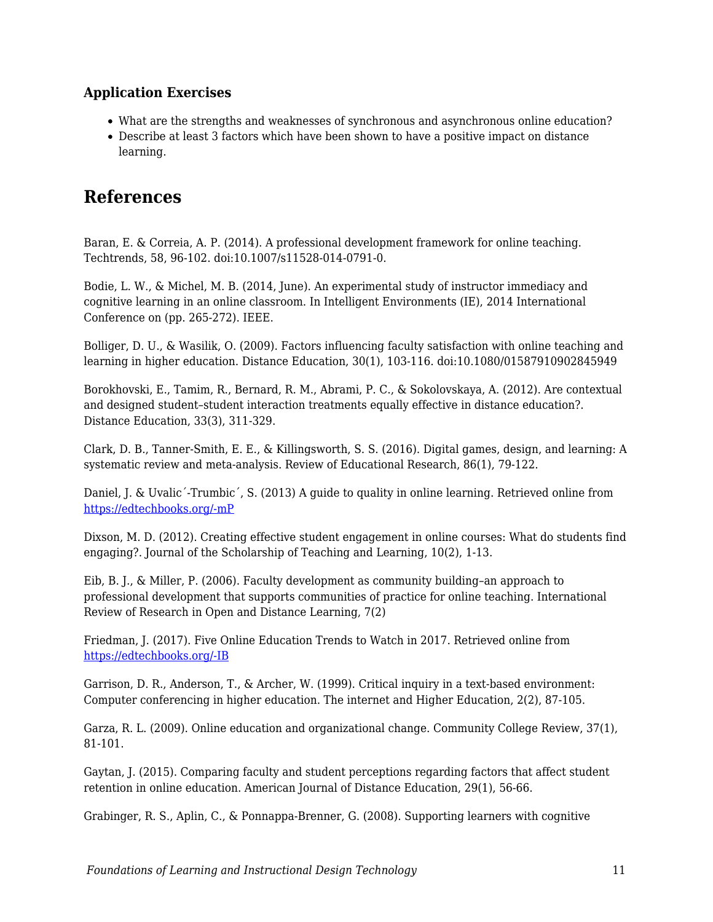### Application Exercises

- What are the strengths and weaknesses of synchronous and asynchronous online education?
- Describe at least 3 factors which have been shown to have a positive impact on distance learning.

## References

Baran, E. & Correia, A. P. (2014). A professional development framework for online teaching. Techtrends, 58, 96-102. doi:10.1007/s11528-014-0791-0.

Bodie, L. W., & Michel, M. B. (2014, June). An experimental study of instructor immediacy and cognitive learning in an online classroom. In Intelligent Environments (IE), 2014 International Conference on (pp. 265-272). IEEE.

Bolliger, D. U., & Wasilik, O. (2009). Factors influencing faculty satisfaction with online teaching and learning in higher education. Distance Education, 30(1), 103-116. doi:10.1080/01587910902845949

Borokhovski, E., Tamim, R., Bernard, R. M., Abrami, P. C., & Sokolovskaya, A. (2012). Are contextual and designed student–student interaction treatments equally effective in distance education?. Distance Education, 33(3), 311-329.

Clark, D. B., Tanner-Smith, E. E., & Killingsworth, S. S. (2016). Digital games, design, and learning: A systematic review and meta-analysis. Review of Educational Research, 86(1), 79-122.

Daniel, J. & Uvalic´-Trumbic´, S. (2013) A guide to quality in online learning. Retrieved online from https://edtechbooks.org/-mP

Dixson, M. D. (2012). Creating effective student engagement in online courses: What do students find engaging?. Journal of the Scholarship of Teaching and Learning, 10(2), 1-13.

Eib, B. J., & Miller, P. (2006). Faculty development as community building–an approach to professional development that supports communities of practice for online teaching. International Review of Research in Open and Distance Learning, 7(2)

Friedman, J. (2017). Five Online Education Trends to Watch in 2017. Retrieved online from https://edtechbooks.org/-IB

Garrison, D. R., Anderson, T., & Archer, W. (1999). Critical inquiry in a text-based environment: Computer conferencing in higher education. The internet and Higher Education, 2(2), 87-105.

Garza, R. L. (2009). Online education and organizational change. Community College Review, 37(1), 81-101.

Gaytan, J. (2015). Comparing faculty and student perceptions regarding factors that affect student retention in online education. American Journal of Distance Education, 29(1), 56-66.

Grabinger, R. S., Aplin, C., & Ponnappa-Brenner, G. (2008). Supporting learners with cognitive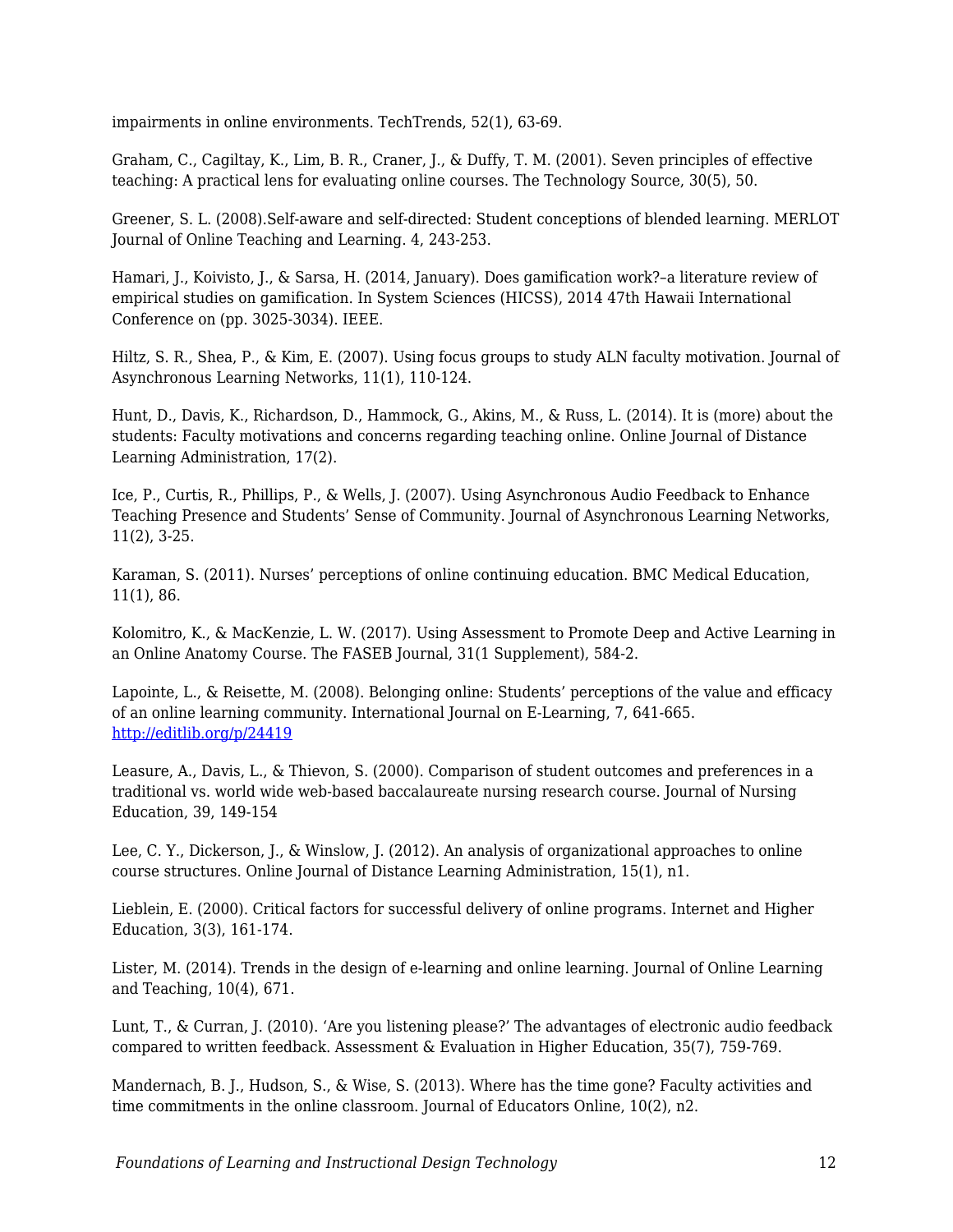impairments in online environments. TechTrends, 52(1), 63-69.

Graham, C., Cagiltay, K., Lim, B. R., Craner, J., & Duffy, T. M. (2001). Seven principles of effective teaching: A practical lens for evaluating online courses. The Technology Source, 30(5), 50.

Greener, S. L. (2008).Self-aware and self-directed: Student conceptions of blended learning. MERLOT Journal of Online Teaching and Learning. 4, 243-253.

Hamari, J., Koivisto, J., & Sarsa, H. (2014, January). Does gamification work?–a literature review of empirical studies on gamification. In System Sciences (HICSS), 2014 47th Hawaii International Conference on (pp. 3025-3034). IEEE.

Hiltz, S. R., Shea, P., & Kim, E. (2007). Using focus groups to study ALN faculty motivation. Journal of Asynchronous Learning Networks, 11(1), 110-124.

Hunt, D., Davis, K., Richardson, D., Hammock, G., Akins, M., & Russ, L. (2014). It is (more) about the students: Faculty motivations and concerns regarding teaching online. Online Journal of Distance Learning Administration, 17(2).

Ice, P., Curtis, R., Phillips, P., & Wells, J. (2007). Using Asynchronous Audio Feedback to Enhance Teaching Presence and Students' Sense of Community. Journal of Asynchronous Learning Networks, 11(2), 3-25.

Karaman, S. (2011). Nurses' perceptions of online continuing education. BMC Medical Education, 11(1), 86.

Kolomitro, K., & MacKenzie, L. W. (2017). Using Assessment to Promote Deep and Active Learning in an Online Anatomy Course. The FASEB Journal, 31(1 Supplement), 584-2.

Lapointe, L., & Reisette, M. (2008). Belonging online: Students' perceptions of the value and efficacy of an online learning community. International Journal on E-Learning, 7, 641-665. http://editlib.org/p/24419

Leasure, A., Davis, L., & Thievon, S. (2000). Comparison of student outcomes and preferences in a traditional vs. world wide web-based baccalaureate nursing research course. Journal of Nursing Education, 39, 149-154

Lee, C. Y., Dickerson, J., & Winslow, J. (2012). An analysis of organizational approaches to online course structures. Online Journal of Distance Learning Administration, 15(1), n1.

Lieblein, E. (2000). Critical factors for successful delivery of online programs. Internet and Higher Education, 3(3), 161-174.

Lister, M. (2014). Trends in the design of e-learning and online learning. Journal of Online Learning and Teaching, 10(4), 671.

Lunt, T., & Curran, J. (2010). 'Are you listening please?' The advantages of electronic audio feedback compared to written feedback. Assessment & Evaluation in Higher Education, 35(7), 759-769.

Mandernach, B. J., Hudson, S., & Wise, S. (2013). Where has the time gone? Faculty activities and time commitments in the online classroom. Journal of Educators Online, 10(2), n2.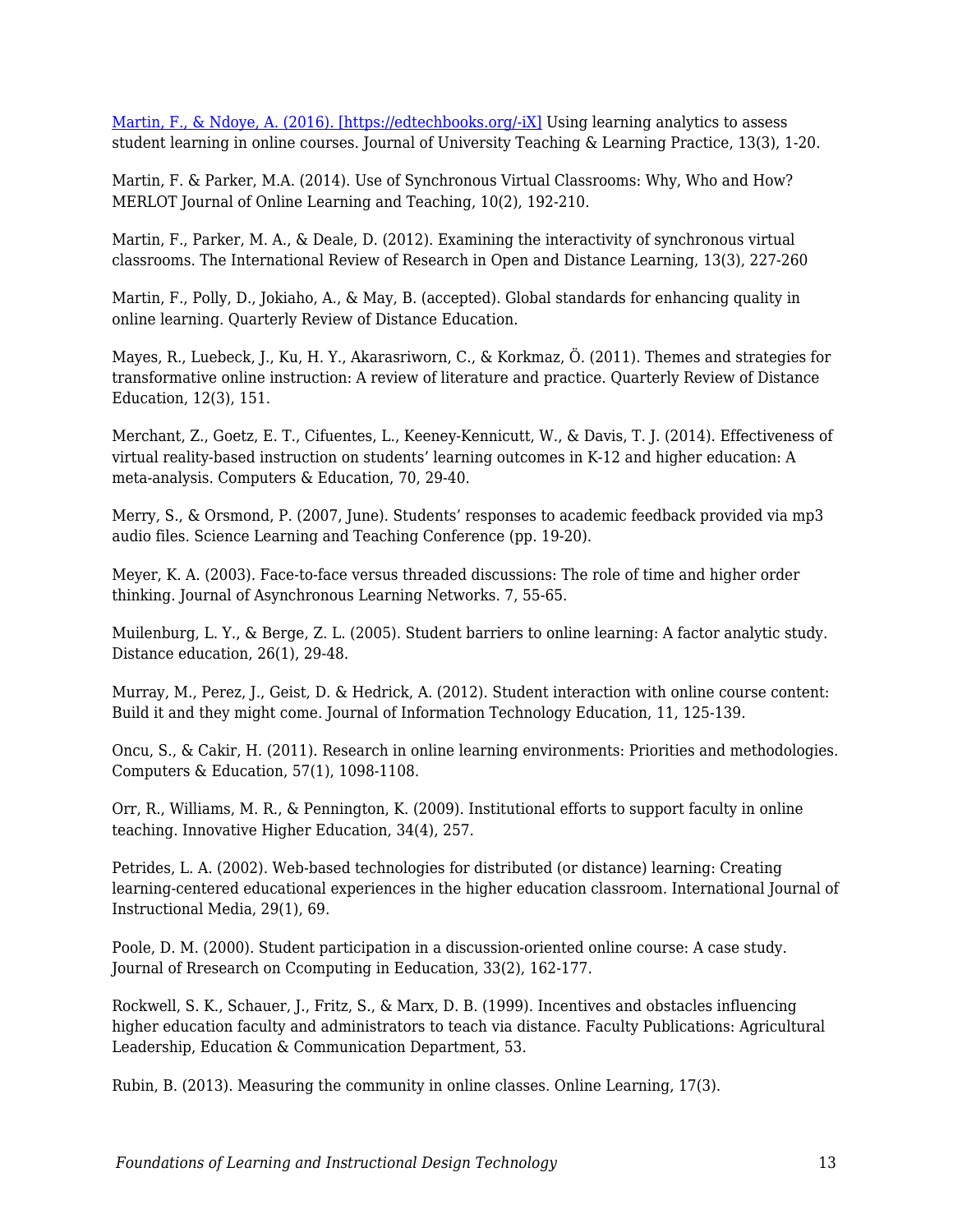[Martin, F., & Ndoye, A. (2016). [https://edtechbooks.org/-iX]](https://edtechbooks.org/-iX) Using learning analytics to assess student learning in online courses. Journal of University Teaching & Learning Practice, 13(3), 1-20.

Martin, F. & Parker, M.A. (2014). Use of Synchronous Virtual Classrooms: Why, Who and How? MERLOT Journal of Online Learning and Teaching, 10(2), 192-210.

Martin, F., Parker, M. A., & Deale, D. (2012). Examining the interactivity of synchronous virtual classrooms. The International Review of Research in Open and Distance Learning, 13(3), 227-260

Martin, F., Polly, D., Jokiaho, A., & May, B. (accepted). Global standards for enhancing quality in online learning. Quarterly Review of Distance Education.

Mayes, R., Luebeck, J., Ku, H. Y., Akarasriworn, C., & Korkmaz, Ö. (2011). Themes and strategies for transformative online instruction: A review of literature and practice. Quarterly Review of Distance Education, 12(3), 151.

Merchant, Z., Goetz, E. T., Cifuentes, L., Keeney-Kennicutt, W., & Davis, T. J. (2014). Effectiveness of virtual reality-based instruction on students' learning outcomes in K-12 and higher education: A meta-analysis. Computers & Education, 70, 29-40.

Merry, S., & Orsmond, P. (2007, June). Students' responses to academic feedback provided via mp3 audio files. Science Learning and Teaching Conference (pp. 19-20).

Meyer, K. A. (2003). Face-to-face versus threaded discussions: The role of time and higher order thinking. Journal of Asynchronous Learning Networks. 7, 55-65.

Muilenburg, L. Y., & Berge, Z. L. (2005). Student barriers to online learning: A factor analytic study. Distance education, 26(1), 29-48.

Murray, M., Perez, J., Geist, D. & Hedrick, A. (2012). Student interaction with online course content: Build it and they might come. Journal of Information Technology Education, 11, 125-139.

Oncu, S., & Cakir, H. (2011). Research in online learning environments: Priorities and methodologies. Computers & Education, 57(1), 1098-1108.

Orr, R., Williams, M. R., & Pennington, K. (2009). Institutional efforts to support faculty in online teaching. Innovative Higher Education, 34(4), 257.

Petrides, L. A. (2002). Web-based technologies for distributed (or distance) learning: Creating learning-centered educational experiences in the higher education classroom. International Journal of Instructional Media, 29(1), 69.

Poole, D. M. (2000). Student participation in a discussion-oriented online course: A case study. Journal of Rresearch on Ccomputing in Eeducation, 33(2), 162-177.

Rockwell, S. K., Schauer, J., Fritz, S., & Marx, D. B. (1999). Incentives and obstacles influencing higher education faculty and administrators to teach via distance. Faculty Publications: Agricultural Leadership, Education & Communication Department, 53.

Rubin, B. (2013). Measuring the community in online classes. Online Learning, 17(3).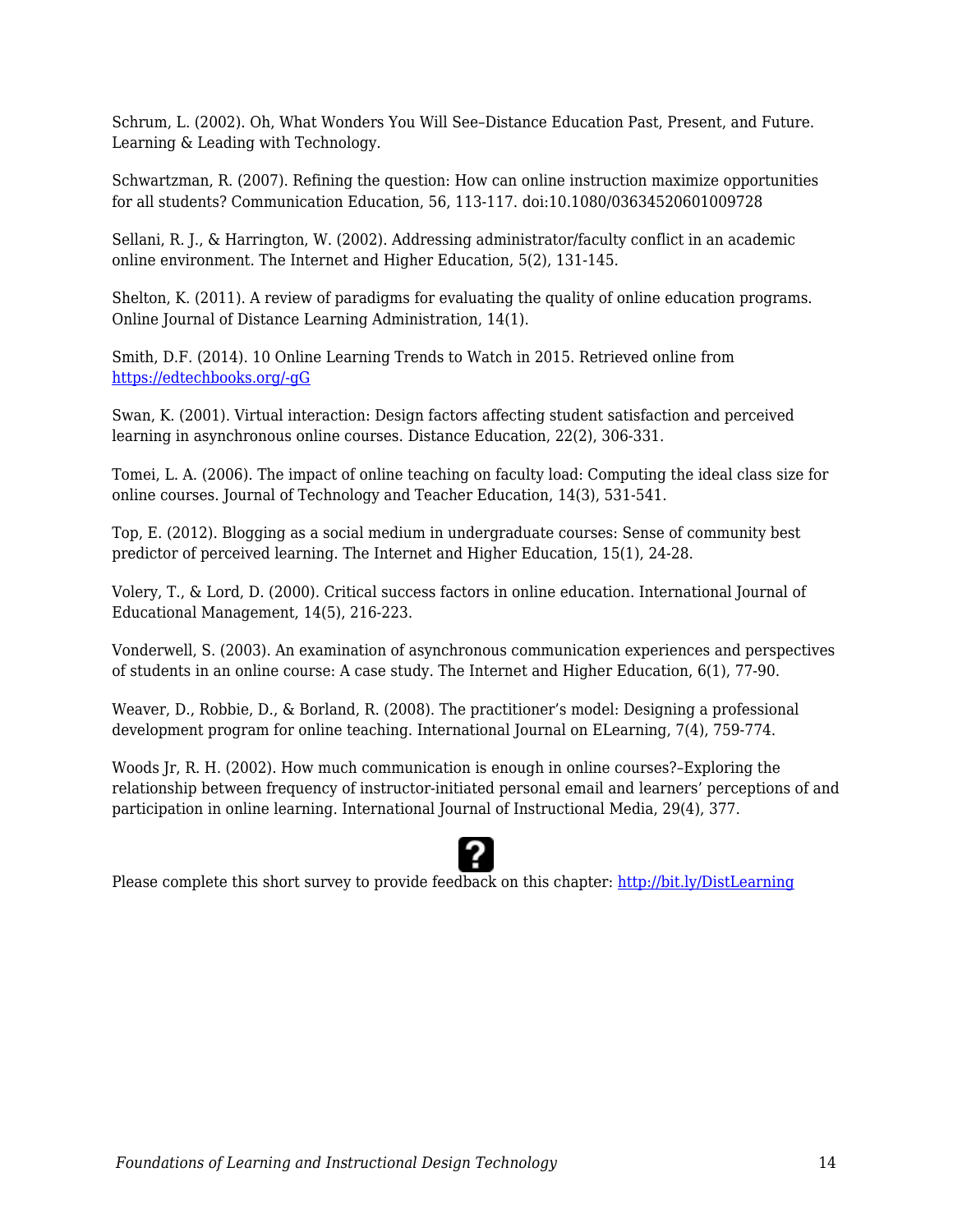Schrum, L. (2002). Oh, What Wonders You Will See–Distance Education Past, Present, and Future. Learning & Leading with Technology.

Schwartzman, R. (2007). Refining the question: How can online instruction maximize opportunities for all students? Communication Education, 56, 113-117. doi:10.1080/03634520601009728

Sellani, R. J., & Harrington, W. (2002). Addressing administrator/faculty conflict in an academic online environment. The Internet and Higher Education, 5(2), 131-145.

Shelton, K. (2011). A review of paradigms for evaluating the quality of online education programs. Online Journal of Distance Learning Administration, 14(1).

Smith, D.F. (2014). 10 Online Learning Trends to Watch in 2015. Retrieved online from [https://edtechbooks.org/-gG](https://edtechbooks.org/-gG)

Swan, K. (2001). Virtual interaction: Design factors affecting student satisfaction and perceived learning in asynchronous online courses. Distance Education, 22(2), 306-331.

Tomei, L. A. (2006). The impact of online teaching on faculty load: Computing the ideal class size for online courses. Journal of Technology and Teacher Education, 14(3), 531-541.

Top, E. (2012). Blogging as a social medium in undergraduate courses: Sense of community best predictor of perceived learning. The Internet and Higher Education, 15(1), 24-28.

Volery, T., & Lord, D. (2000). Critical success factors in online education. International Journal of Educational Management, 14(5), 216-223.

Vonderwell, S. (2003). An examination of asynchronous communication experiences and perspectives of students in an online course: A case study. The Internet and Higher Education, 6(1), 77-90.

Weaver, D., Robbie, D., & Borland, R. (2008). The practitioner's model: Designing a professional development program for online teaching. International Journal on ELearning, 7(4), 759-774.

Woods Jr, R. H. (2002). How much communication is enough in online courses?–Exploring the relationship between frequency of instructor-initiated personal email and learners' perceptions of and participation in online learning. International Journal of Instructional Media, 29(4), 377.

Please complete this short survey to provide feedback on this chapter: [http://bit.ly/DistLearning](http://bit.ly/DistLearning)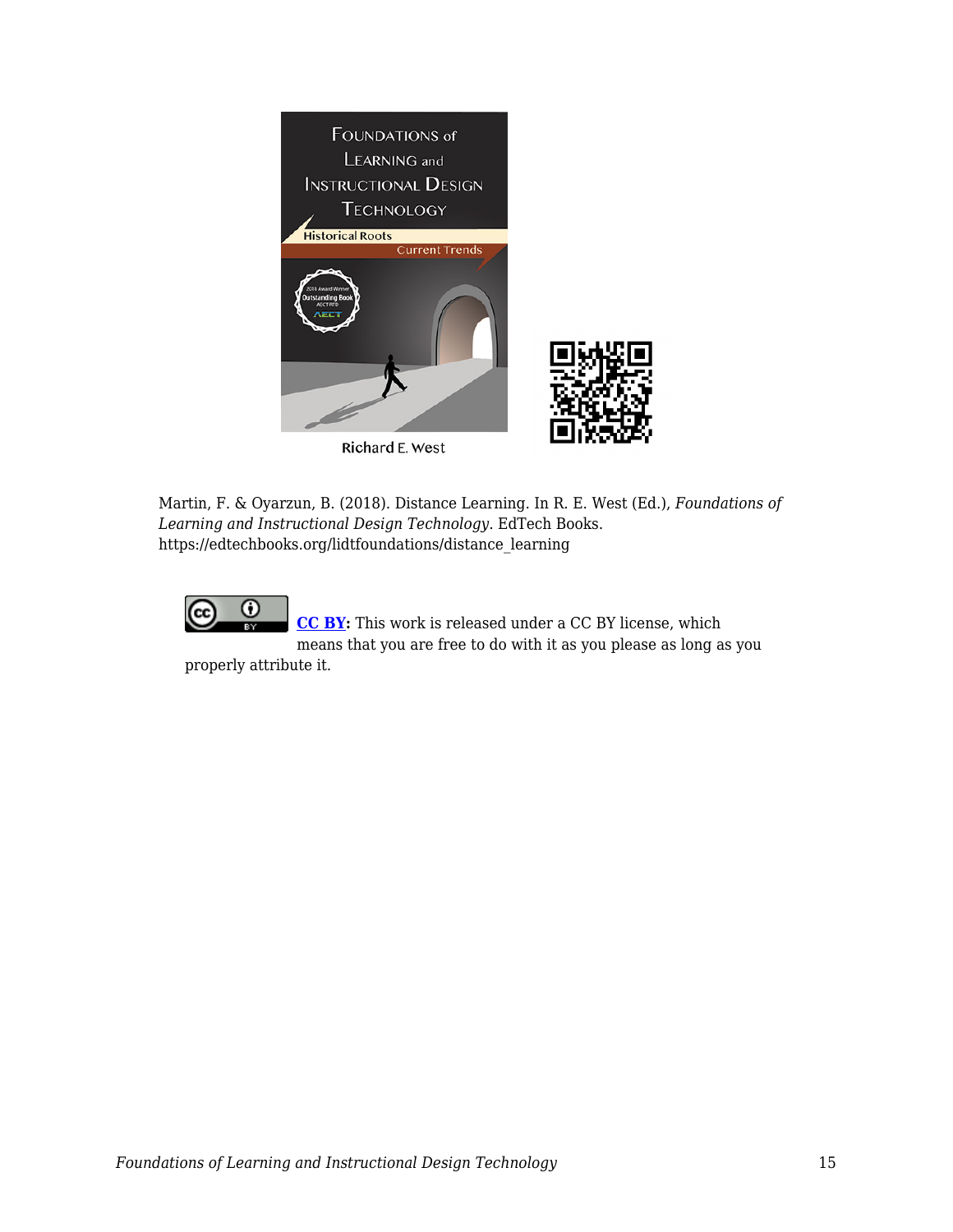Martin, F. & Oyarzun, B. (2018). Distance Learning. In R. E. West (Ed.), *Foundations of Learning and Instructional Design Technology*. EdTech Books. https://edtechbooks.org/lidtfoundations/distance_learning

**CC BY:** This work is released under a CC BY license, which means that you are free to do with it as you please as long as you properly attribute it.